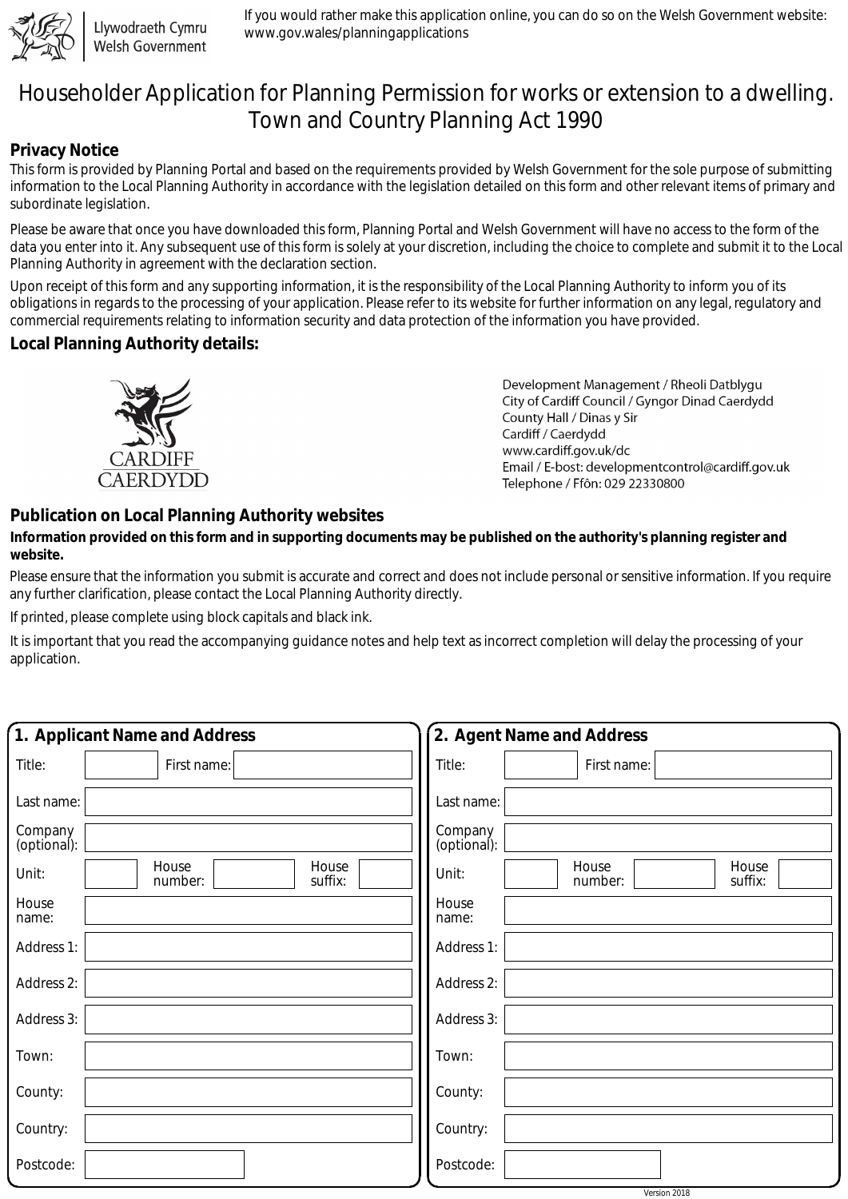Llywodraeth Cymru
Welsh Government

If you would rather make this application online, you can do so on the Welsh Government website: www.gov.wales/planningapplications

# Householder Application for Planning Permission for works or extension to a dwelling. Town and Country Planning Act 1990

## Privacy Notice

This form is provided by Planning Portal and based on the requirements provided by Welsh Government for the sole purpose of submitting information to the Local Planning Authority in accordance with the legislation detailed on this form and other relevant items of primary and subordinate legislation.

Please be aware that once you have downloaded this form, Planning Portal and Welsh Government will have no access to the form of the data you enter into it. Any subsequent use of this form is solely at your discretion, including the choice to complete and submit it to the Local Planning Authority in agreement with the declaration section.

Upon receipt of this form and any supporting information, it is the responsibility of the Local Planning Authority to inform you of its obligations in regards to the processing of your application. Please refer to its website for further information on any legal, regulatory and commercial requirements relating to information security and data protection of the information you have provided.

## Local Planning Authority details:

CARDIFF
CAERDYDD

Development Management / Rheoli Datblygu
City of Cardiff Council / Gyngor Dinad Caerdydd
County Hall / Dinas y Sir
Cardiff / Caerdydd
www.cardiff.gov.uk/dc
Email / E-bost: developmentcontrol@cardiff.gov.uk
Telephone / Ffôn: 029 22330800

## Publication on Local Planning Authority websites

**Information provided on this form and in supporting documents may be published on the authority's planning register and website.**

Please ensure that the information you submit is accurate and correct and does not include personal or sensitive information. If you require any further clarification, please contact the Local Planning Authority directly.

If printed, please complete using block capitals and black ink.

It is important that you read the accompanying guidance notes and help text as incorrect completion will delay the processing of your application.

## 1. Applicant Name and Address

| Field | |
|---|---|
| Title: | |
| First name: | |
| Last name: | |
| Company (optional): | |
| Unit: | |
| House number: | |
| House suffix: | |
| House name: | |
| Address 1: | |
| Address 2: | |
| Address 3: | |
| Town: | |
| County: | |
| Country: | |
| Postcode: | |

## 2. Agent Name and Address

| Field | |
|---|---|
| Title: | |
| First name: | |
| Last name: | |
| Company (optional): | |
| Unit: | |
| House number: | |
| House suffix: | |
| House name: | |
| Address 1: | |
| Address 2: | |
| Address 3: | |
| Town: | |
| County: | |
| Country: | |
| Postcode: | |

Version 2018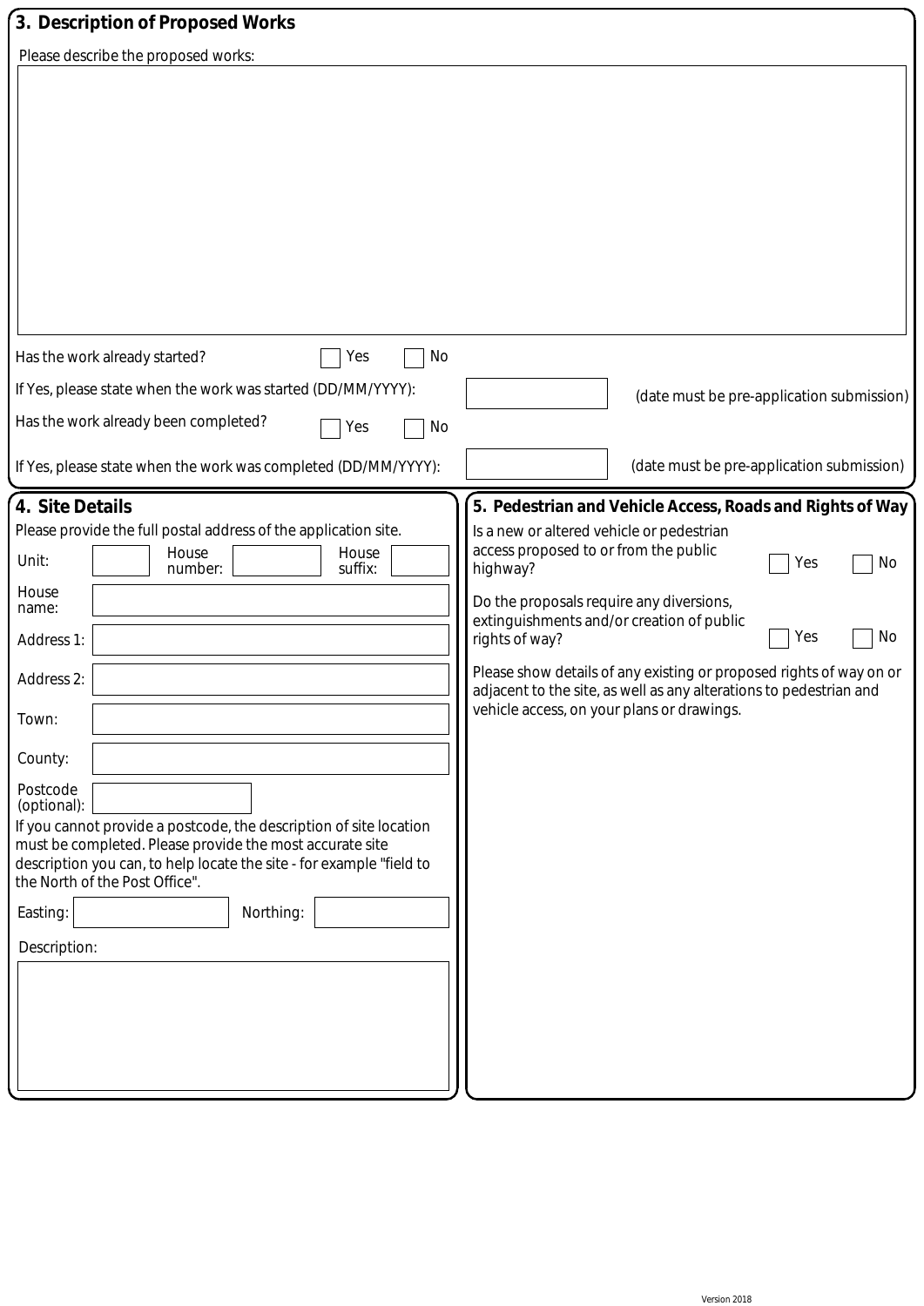## 3. Description of Proposed Works

Please describe the proposed works:

Has the work already started? ☐ Yes ☐ No

If Yes, please state when the work was started (DD/MM/YYYY): (date must be pre-application submission)

Has the work already been completed? ☐ Yes ☐ No

If Yes, please state when the work was completed (DD/MM/YYYY): (date must be pre-application submission)

## 4. Site Details

Please provide the full postal address of the application site.

Unit: House number: House suffix:

House name:

Address 1:

Address 2:

Town:

County:

Postcode (optional):

If you cannot provide a postcode, the description of site location must be completed. Please provide the most accurate site description you can, to help locate the site - for example "field to the North of the Post Office".

Easting: Northing:

Description:

## 5. Pedestrian and Vehicle Access, Roads and Rights of Way

Is a new or altered vehicle or pedestrian access proposed to or from the public highway? ☐ Yes ☐ No

Do the proposals require any diversions, extinguishments and/or creation of public rights of way? ☐ Yes ☐ No

Please show details of any existing or proposed rights of way on or adjacent to the site, as well as any alterations to pedestrian and vehicle access, on your plans or drawings.

Version 2018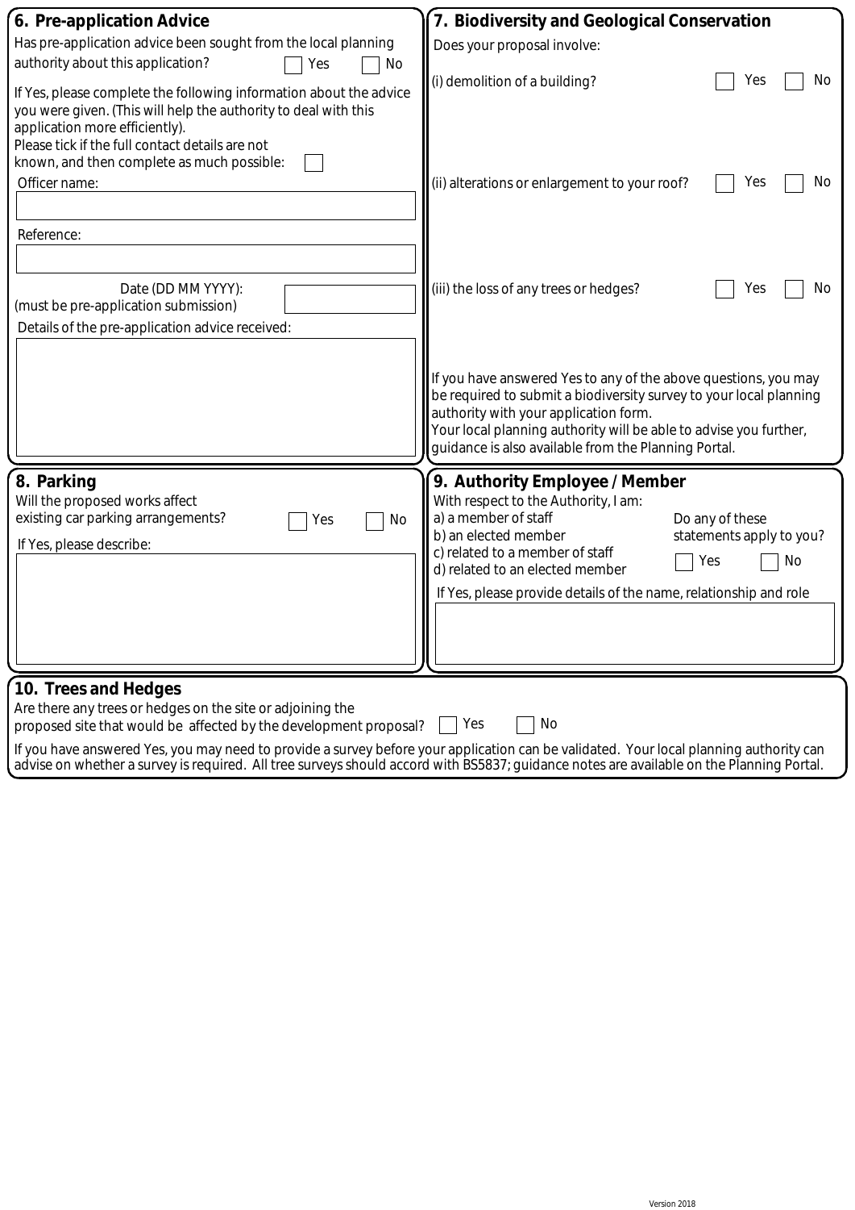## 6. Pre-application Advice

Has pre-application advice been sought from the local planning authority about this application? ☐ Yes ☐ No

If Yes, please complete the following information about the advice you were given. (This will help the authority to deal with this application more efficiently).

Please tick if the full contact details are not known, and then complete as much possible: ☐

Officer name:

Reference:

Date (DD MM YYYY): (must be pre-application submission)

Details of the pre-application advice received:

## 7. Biodiversity and Geological Conservation

Does your proposal involve:

(i) demolition of a building? ☐ Yes ☐ No

(ii) alterations or enlargement to your roof? ☐ Yes ☐ No

(iii) the loss of any trees or hedges? ☐ Yes ☐ No

If you have answered Yes to any of the above questions, you may be required to submit a biodiversity survey to your local planning authority with your application form.
Your local planning authority will be able to advise you further, guidance is also available from the Planning Portal.

## 8. Parking

Will the proposed works affect existing car parking arrangements? ☐ Yes ☐ No

If Yes, please describe:

## 9. Authority Employee / Member

With respect to the Authority, I am:

a) a member of staff
b) an elected member
c) related to a member of staff
d) related to an elected member

Do any of these statements apply to you? ☐ Yes ☐ No

If Yes, please provide details of the name, relationship and role

## 10. Trees and Hedges

Are there any trees or hedges on the site or adjoining the proposed site that would be affected by the development proposal? ☐ Yes ☐ No

If you have answered Yes, you may need to provide a survey before your application can be validated. Your local planning authority can advise on whether a survey is required. All tree surveys should accord with BS5837; guidance notes are available on the Planning Portal.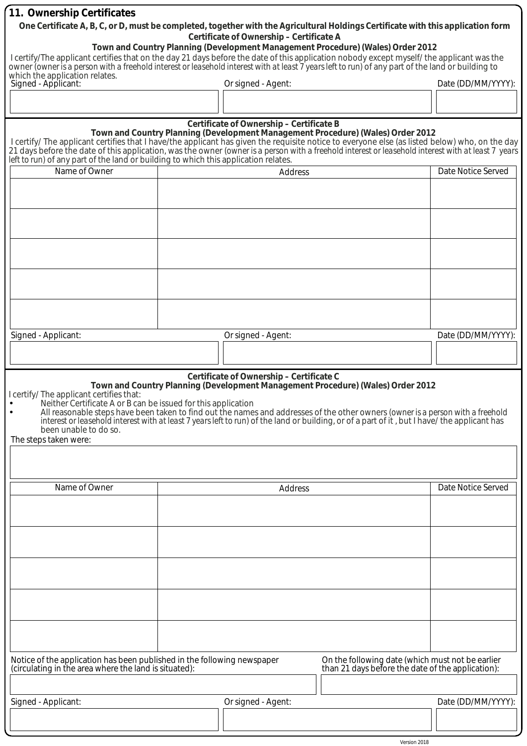## 11. Ownership Certificates

**One Certificate A, B, C, or D, must be completed, together with the Agricultural Holdings Certificate with this application form**

**Certificate of Ownership – Certificate A**

**Town and Country Planning (Development Management Procedure) (Wales) Order 2012**

I certify/The applicant certifies that on the day 21 days before the date of this application nobody except myself/ the applicant was the owner (owner is a person with a freehold interest or leasehold interest with at least 7 years left to run) of any part of the land or building to which the application relates.

| Signed - Applicant: | Or signed - Agent: | Date (DD/MM/YYYY): |
|---|---|---|
| | | |

**Certificate of Ownership – Certificate B**

**Town and Country Planning (Development Management Procedure) (Wales) Order 2012**

I certify/ The applicant certifies that I have/the applicant has given the requisite notice to everyone else (as listed below) who, on the day 21 days before the date of this application, was the owner (owner is a person with a freehold interest or leasehold interest with at least 7 years left to run) of any part of the land or building to which this application relates.

| Name of Owner | Address | Date Notice Served |
|---|---|---|
| | | |
| | | |
| | | |
| | | |
| | | |

| Signed - Applicant: | Or signed - Agent: | Date (DD/MM/YYYY): |
|---|---|---|
| | | |

**Certificate of Ownership – Certificate C**

**Town and Country Planning (Development Management Procedure) (Wales) Order 2012**

I certify/ The applicant certifies that:

- Neither Certificate A or B can be issued for this application
- All reasonable steps have been taken to find out the names and addresses of the other owners (owner is a person with a freehold interest or leasehold interest with at least 7 years left to run) of the land or building, or of a part of it , but I have/ the applicant has been unable to do so.

The steps taken were:

| Name of Owner | Address | Date Notice Served |
|---|---|---|
| | | |
| | | |
| | | |
| | | |
| | | |

| Notice of the application has been published in the following newspaper (circulating in the area where the land is situated): | On the following date (which must not be earlier than 21 days before the date of the application): |
|---|---|
| | |

| Signed - Applicant: | Or signed - Agent: | Date (DD/MM/YYYY): |
|---|---|---|
| | | |

Version 2018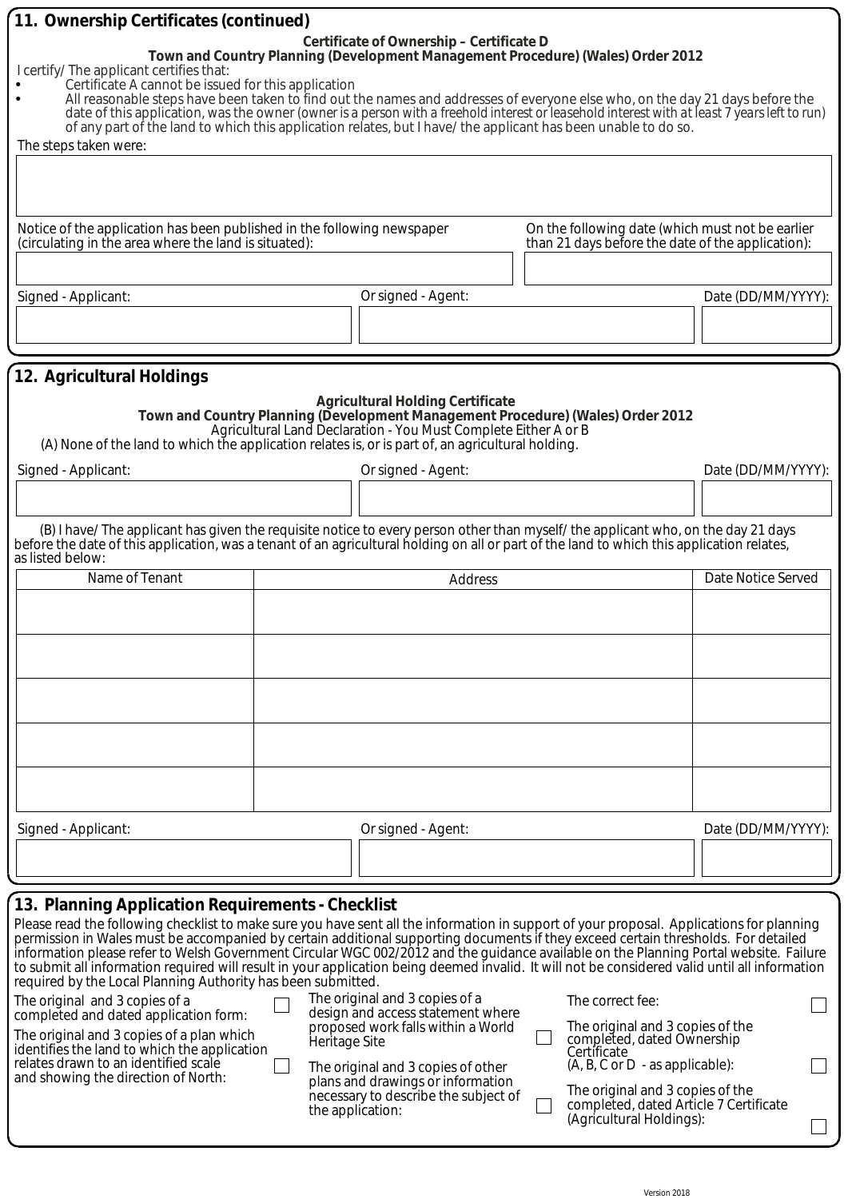## 11. Ownership Certificates (continued)

**Certificate of Ownership – Certificate D**

**Town and Country Planning (Development Management Procedure) (Wales) Order 2012**

I certify/ The applicant certifies that:

- Certificate A cannot be issued for this application
- All reasonable steps have been taken to find out the names and addresses of everyone else who, on the day 21 days before the date of this application, was the owner (owner is a person with a freehold interest or leasehold interest with at least 7 years left to run) of any part of the land to which this application relates, but I have/ the applicant has been unable to do so.

The steps taken were:

Notice of the application has been published in the following newspaper (circulating in the area where the land is situated):

On the following date (which must not be earlier than 21 days before the date of the application):

Signed - Applicant:

Or signed - Agent:

Date (DD/MM/YYYY):

## 12. Agricultural Holdings

**Agricultural Holding Certificate**

**Town and Country Planning (Development Management Procedure) (Wales) Order 2012**

Agricultural Land Declaration - You Must Complete Either A or B

(A) None of the land to which the application relates is, or is part of, an agricultural holding.

Signed - Applicant:

Or signed - Agent:

Date (DD/MM/YYYY):

(B) I have/ The applicant has given the requisite notice to every person other than myself/ the applicant who, on the day 21 days before the date of this application, was a tenant of an agricultural holding on all or part of the land to which this application relates, as listed below:

| Name of Tenant | Address | Date Notice Served |
|---|---|---|
| | | |
| | | |
| | | |
| | | |
| | | |

Signed - Applicant:

Or signed - Agent:

Date (DD/MM/YYYY):

## 13. Planning Application Requirements - Checklist

Please read the following checklist to make sure you have sent all the information in support of your proposal. Applications for planning permission in Wales must be accompanied by certain additional supporting documents if they exceed certain thresholds. For detailed information please refer to Welsh Government Circular WGC 002/2012 and the guidance available on the Planning Portal website. Failure to submit all information required will result in your application being deemed invalid. It will not be considered valid until all information required by the Local Planning Authority has been submitted.

- ☐ The original and 3 copies of a completed and dated application form:
- ☐ The original and 3 copies of a plan which identifies the land to which the application relates drawn to an identified scale and showing the direction of North:
- ☐ The original and 3 copies of a design and access statement where proposed work falls within a World Heritage Site
- ☐ The original and 3 copies of other plans and drawings or information necessary to describe the subject of the application:
- ☐ The correct fee:
- ☐ The original and 3 copies of the completed, dated Ownership Certificate (A, B, C or D - as applicable):
- ☐ The original and 3 copies of the completed, dated Article 7 Certificate (Agricultural Holdings):

Version 2018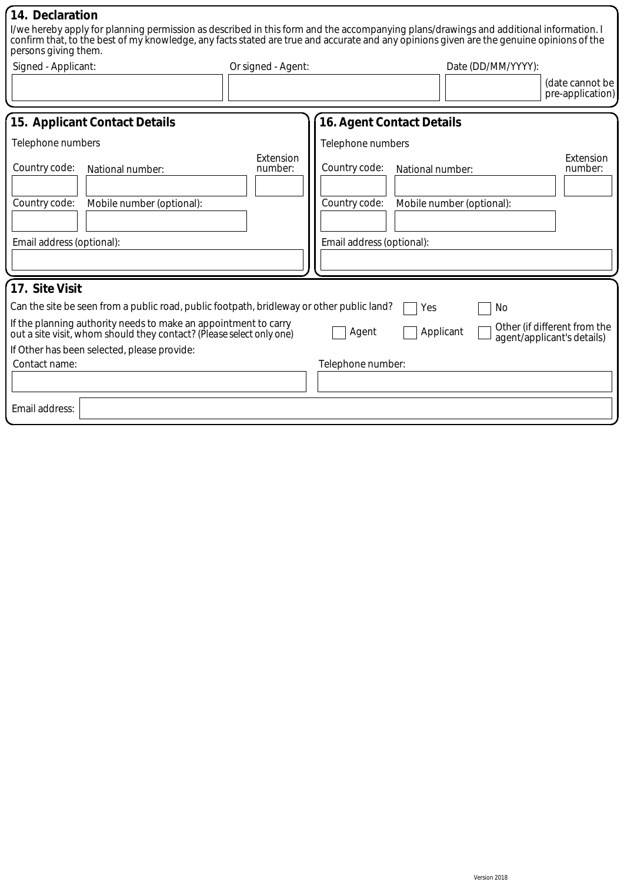## 14. Declaration

I/we hereby apply for planning permission as described in this form and the accompanying plans/drawings and additional information. I confirm that, to the best of my knowledge, any facts stated are true and accurate and any opinions given are the genuine opinions of the persons giving them.

Signed - Applicant:

Or signed - Agent:

Date (DD/MM/YYYY):

(date cannot be pre-application)

## 15. Applicant Contact Details

Telephone numbers

Country code: National number: Extension number:

Country code: Mobile number (optional):

Email address (optional):

## 16. Agent Contact Details

Telephone numbers

Country code: National number: Extension number:

Country code: Mobile number (optional):

Email address (optional):

## 17. Site Visit

Can the site be seen from a public road, public footpath, bridleway or other public land? ☐ Yes ☐ No

If the planning authority needs to make an appointment to carry out a site visit, whom should they contact? (Please select only one) ☐ Agent ☐ Applicant ☐ Other (if different from the agent/applicant's details)

If Other has been selected, please provide:

Contact name:

Telephone number:

Email address:

Version 2018